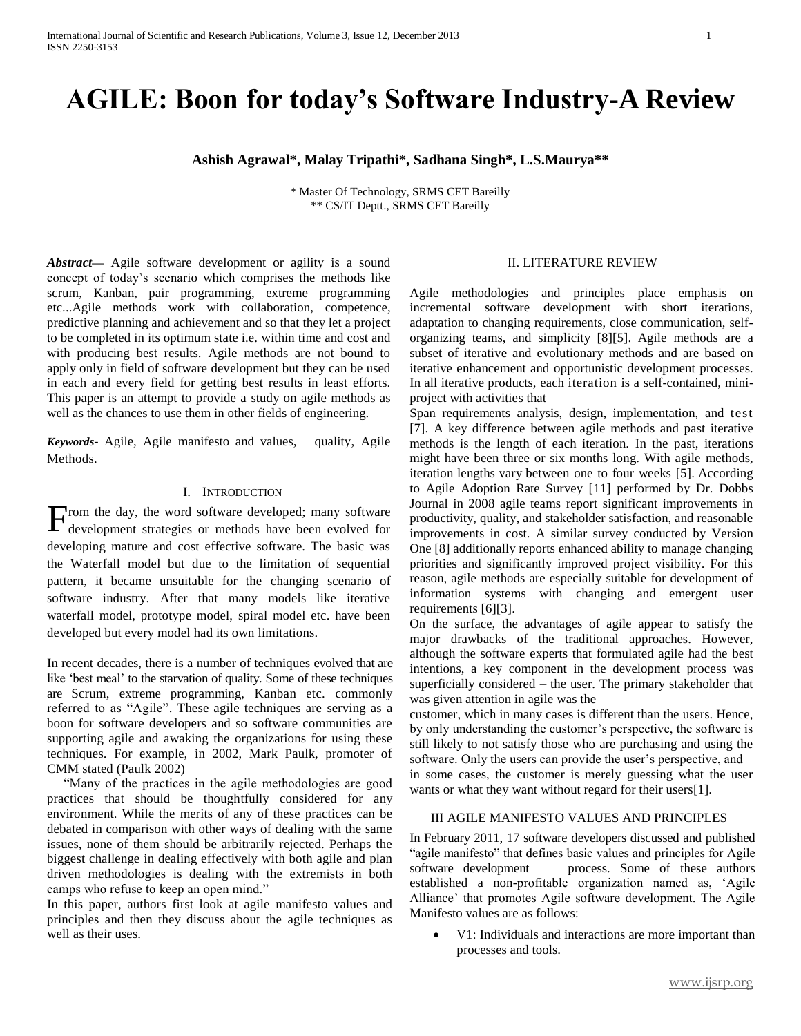# AGILE: Boon for today's Software Industry-A Review

**Ashish Agrawal*, Malay Tripathi*, Sadhana Singh*, L.S.Maurya****

\* Master Of Technology, SRMS CET Bareilly
\*\* CS/IT Deptt., SRMS CET Bareilly

***Abstract*—** Agile software development or agility is a sound concept of today's scenario which comprises the methods like scrum, Kanban, pair programming, extreme programming etc...Agile methods work with collaboration, competence, predictive planning and achievement and so that they let a project to be completed in its optimum state i.e. within time and cost and with producing best results. Agile methods are not bound to apply only in field of software development but they can be used in each and every field for getting best results in least efforts. This paper is an attempt to provide a study on agile methods as well as the chances to use them in other fields of engineering.

***Keywords***- Agile, Agile manifesto and values, quality, Agile Methods.

## I. INTRODUCTION

From the day, the word software developed; many software development strategies or methods have been evolved for developing mature and cost effective software. The basic was the Waterfall model but due to the limitation of sequential pattern, it became unsuitable for the changing scenario of software industry. After that many models like iterative waterfall model, prototype model, spiral model etc. have been developed but every model had its own limitations.

In recent decades, there is a number of techniques evolved that are like 'best meal' to the starvation of quality. Some of these techniques are Scrum, extreme programming, Kanban etc. commonly referred to as "Agile". These agile techniques are serving as a boon for software developers and so software communities are supporting agile and awaking the organizations for using these techniques. For example, in 2002, Mark Paulk, promoter of CMM stated (Paulk 2002)

"Many of the practices in the agile methodologies are good practices that should be thoughtfully considered for any environment. While the merits of any of these practices can be debated in comparison with other ways of dealing with the same issues, none of them should be arbitrarily rejected. Perhaps the biggest challenge in dealing effectively with both agile and plan driven methodologies is dealing with the extremists in both camps who refuse to keep an open mind."

In this paper, authors first look at agile manifesto values and principles and then they discuss about the agile techniques as well as their uses.

## II. LITERATURE REVIEW

Agile methodologies and principles place emphasis on incremental software development with short iterations, adaptation to changing requirements, close communication, self-organizing teams, and simplicity [8][5]. Agile methods are a subset of iterative and evolutionary methods and are based on iterative enhancement and opportunistic development processes. In all iterative products, each iteration is a self-contained, mini-project with activities that

Span requirements analysis, design, implementation, and test [7]. A key difference between agile methods and past iterative methods is the length of each iteration. In the past, iterations might have been three or six months long. With agile methods, iteration lengths vary between one to four weeks [5]. According to Agile Adoption Rate Survey [11] performed by Dr. Dobbs Journal in 2008 agile teams report significant improvements in productivity, quality, and stakeholder satisfaction, and reasonable improvements in cost. A similar survey conducted by Version One [8] additionally reports enhanced ability to manage changing priorities and significantly improved project visibility. For this reason, agile methods are especially suitable for development of information systems with changing and emergent user requirements [6][3].

On the surface, the advantages of agile appear to satisfy the major drawbacks of the traditional approaches. However, although the software experts that formulated agile had the best intentions, a key component in the development process was superficially considered – the user. The primary stakeholder that was given attention in agile was the customer, which in many cases is different than the users. Hence, by only understanding the customer's perspective, the software is still likely to not satisfy those who are purchasing and using the software. Only the users can provide the user's perspective, and in some cases, the customer is merely guessing what the user wants or what they want without regard for their users[1].

## III AGILE MANIFESTO VALUES AND PRINCIPLES

In February 2011, 17 software developers discussed and published "agile manifesto" that defines basic values and principles for Agile software development process. Some of these authors established a non-profitable organization named as, 'Agile Alliance' that promotes Agile software development. The Agile Manifesto values are as follows:

- V1: Individuals and interactions are more important than processes and tools.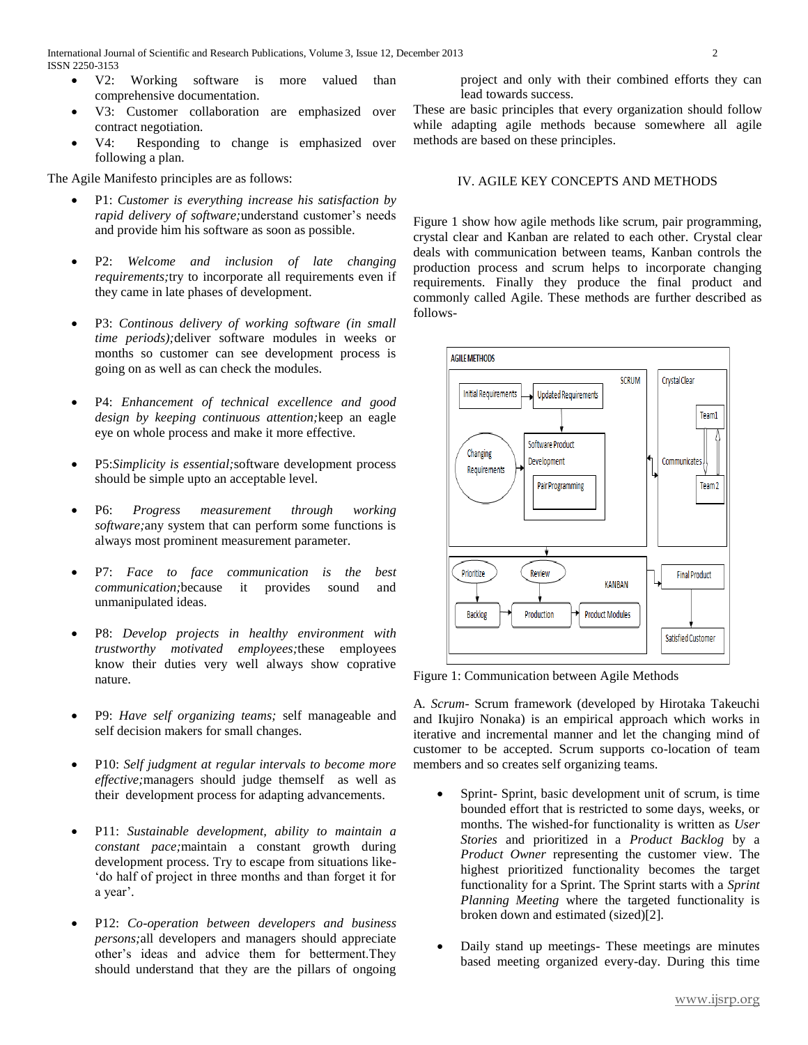- V2: Working software is more valued than comprehensive documentation.
- V3: Customer collaboration are emphasized over contract negotiation.
- V4: Responding to change is emphasized over following a plan.

The Agile Manifesto principles are as follows:

- P1: *Customer is everything increase his satisfaction by rapid delivery of software;*understand customer's needs and provide him his software as soon as possible.
- P2: *Welcome and inclusion of late changing requirements;*try to incorporate all requirements even if they came in late phases of development.
- P3: *Continous delivery of working software (in small time periods);*deliver software modules in weeks or months so customer can see development process is going on as well as can check the modules.
- P4: *Enhancement of technical excellence and good design by keeping continuous attention;*keep an eagle eye on whole process and make it more effective.
- P5:*Simplicity is essential;*software development process should be simple upto an acceptable level.
- P6: *Progress measurement through working software;*any system that can perform some functions is always most prominent measurement parameter.
- P7: *Face to face communication is the best communication;*because it provides sound and unmanipulated ideas.
- P8: *Develop projects in healthy environment with trustworthy motivated employees;*these employees know their duties very well always show coprative nature.
- P9: *Have self organizing teams;* self manageable and self decision makers for small changes.
- P10: *Self judgment at regular intervals to become more effective;*managers should judge themself as well as their development process for adapting advancements.
- P11: *Sustainable development, ability to maintain a constant pace;*maintain a constant growth during development process. Try to escape from situations like- 'do half of project in three months and than forget it for a year'.
- P12: *Co-operation between developers and business persons;*all developers and managers should appreciate other's ideas and advice them for betterment.They should understand that they are the pillars of ongoing project and only with their combined efforts they can lead towards success.

These are basic principles that every organization should follow while adapting agile methods because somewhere all agile methods are based on these principles.

## IV. AGILE KEY CONCEPTS AND METHODS

Figure 1 show how agile methods like scrum, pair programming, crystal clear and Kanban are related to each other. Crystal clear deals with communication between teams, Kanban controls the production process and scrum helps to incorporate changing requirements. Finally they produce the final product and commonly called Agile. These methods are further described as follows-

Figure 1: Communication between Agile Methods

A. *Scrum*- Scrum framework (developed by Hirotaka Takeuchi and Ikujiro Nonaka) is an empirical approach which works in iterative and incremental manner and let the changing mind of customer to be accepted. Scrum supports co-location of team members and so creates self organizing teams.

- Sprint- Sprint, basic development unit of scrum, is time bounded effort that is restricted to some days, weeks, or months. The wished-for functionality is written as *User Stories* and prioritized in a *Product Backlog* by a *Product Owner* representing the customer view. The highest prioritized functionality becomes the target functionality for a Sprint. The Sprint starts with a *Sprint Planning Meeting* where the targeted functionality is broken down and estimated (sized)[2].
- Daily stand up meetings- These meetings are minutes based meeting organized every-day. During this time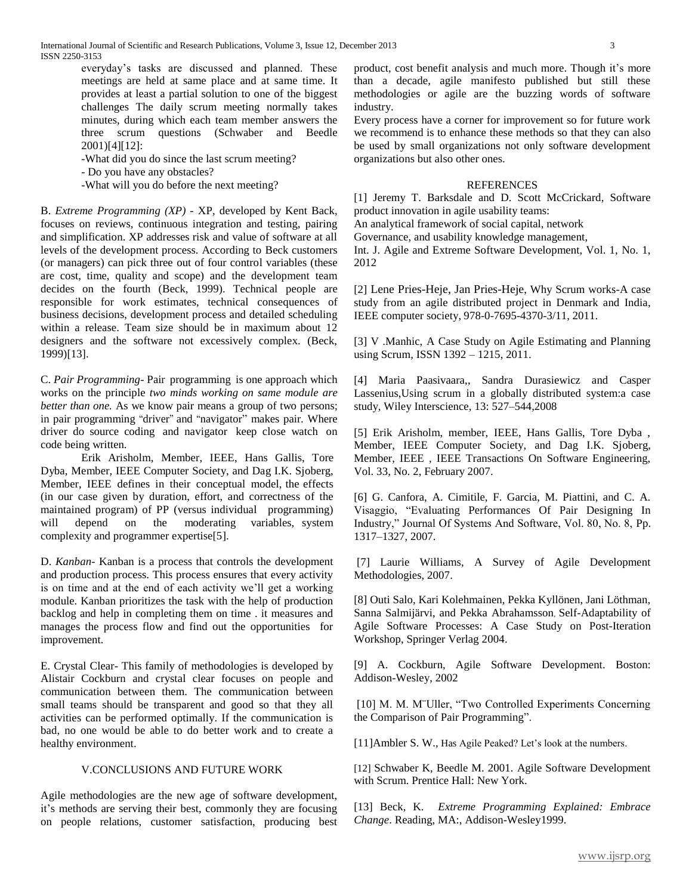everyday's tasks are discussed and planned. These meetings are held at same place and at same time. It provides at least a partial solution to one of the biggest challenges The daily scrum meeting normally takes minutes, during which each team member answers the three scrum questions (Schwaber and Beedle 2001)[4][12]:

-What did you do since the last scrum meeting?

- Do you have any obstacles?

-What will you do before the next meeting?

B. *Extreme Programming (XP)* - XP, developed by Kent Back, focuses on reviews, continuous integration and testing, pairing and simplification. XP addresses risk and value of software at all levels of the development process. According to Beck customers (or managers) can pick three out of four control variables (these are cost, time, quality and scope) and the development team decides on the fourth (Beck, 1999). Technical people are responsible for work estimates, technical consequences of business decisions, development process and detailed scheduling within a release. Team size should be in maximum about 12 designers and the software not excessively complex. (Beck, 1999)[13].

C. *Pair Programming*- Pair programming is one approach which works on the principle *two minds working on same module are better than one.* As we know pair means a group of two persons; in pair programming "driver" and "navigator" makes pair. Where driver do source coding and navigator keep close watch on code being written.

Erik Arisholm, Member, IEEE, Hans Gallis, Tore Dyba, Member, IEEE Computer Society, and Dag I.K. Sjoberg, Member, IEEE defines in their conceptual model, the effects (in our case given by duration, effort, and correctness of the maintained program) of PP (versus individual programming) will depend on the moderating variables, system complexity and programmer expertise[5].

D. *Kanban*- Kanban is a process that controls the development and production process. This process ensures that every activity is on time and at the end of each activity we'll get a working module. Kanban prioritizes the task with the help of production backlog and help in completing them on time . it measures and manages the process flow and find out the opportunities for improvement.

E. Crystal Clear- This family of methodologies is developed by Alistair Cockburn and crystal clear focuses on people and communication between them. The communication between small teams should be transparent and good so that they all activities can be performed optimally. If the communication is bad, no one would be able to do better work and to create a healthy environment.

## V.CONCLUSIONS AND FUTURE WORK

Agile methodologies are the new age of software development, it's methods are serving their best, commonly they are focusing on people relations, customer satisfaction, producing best product, cost benefit analysis and much more. Though it's more than a decade, agile manifesto published but still these methodologies or agile are the buzzing words of software industry.

Every process have a corner for improvement so for future work we recommend is to enhance these methods so that they can also be used by small organizations not only software development organizations but also other ones.

## REFERENCES

[1] Jeremy T. Barksdale and D. Scott McCrickard, Software product innovation in agile usability teams:
An analytical framework of social capital, network
Governance, and usability knowledge management,
Int. J. Agile and Extreme Software Development, Vol. 1, No. 1, 2012

[2] Lene Pries-Heje, Jan Pries-Heje, Why Scrum works-A case study from an agile distributed project in Denmark and India, IEEE computer society, 978-0-7695-4370-3/11, 2011.

[3] V .Manhic, A Case Study on Agile Estimating and Planning using Scrum, ISSN 1392 – 1215, 2011.

[4] Maria Paasivaara,, Sandra Durasiewicz and Casper Lassenius,Using scrum in a globally distributed system:a case study, Wiley Interscience, 13: 527–544,2008

[5] Erik Arisholm, member, IEEE, Hans Gallis, Tore Dyba , Member, IEEE Computer Society, and Dag I.K. Sjoberg, Member, IEEE , IEEE Transactions On Software Engineering, Vol. 33, No. 2, February 2007.

[6] G. Canfora, A. Cimitile, F. Garcia, M. Piattini, and C. A. Visaggio, "Evaluating Performances Of Pair Designing In Industry," Journal Of Systems And Software, Vol. 80, No. 8, Pp. 1317–1327, 2007.

[7] Laurie Williams, A Survey of Agile Development Methodologies, 2007.

[8] Outi Salo, Kari Kolehmainen, Pekka Kyllönen, Jani Löthman, Sanna Salmijärvi, and Pekka Abrahamsson, Self-Adaptability of Agile Software Processes: A Case Study on Post-Iteration Workshop, Springer Verlag 2004.

[9] A. Cockburn, Agile Software Development. Boston: Addison-Wesley, 2002

[10] M. M. M¨Uller, "Two Controlled Experiments Concerning the Comparison of Pair Programming".

[11]Ambler S. W., Has Agile Peaked? Let's look at the numbers.

[12] Schwaber K, Beedle M. 2001. Agile Software Development with Scrum. Prentice Hall: New York.

[13] Beck, K. *Extreme Programming Explained: Embrace Change*. Reading, MA:, Addison-Wesley1999.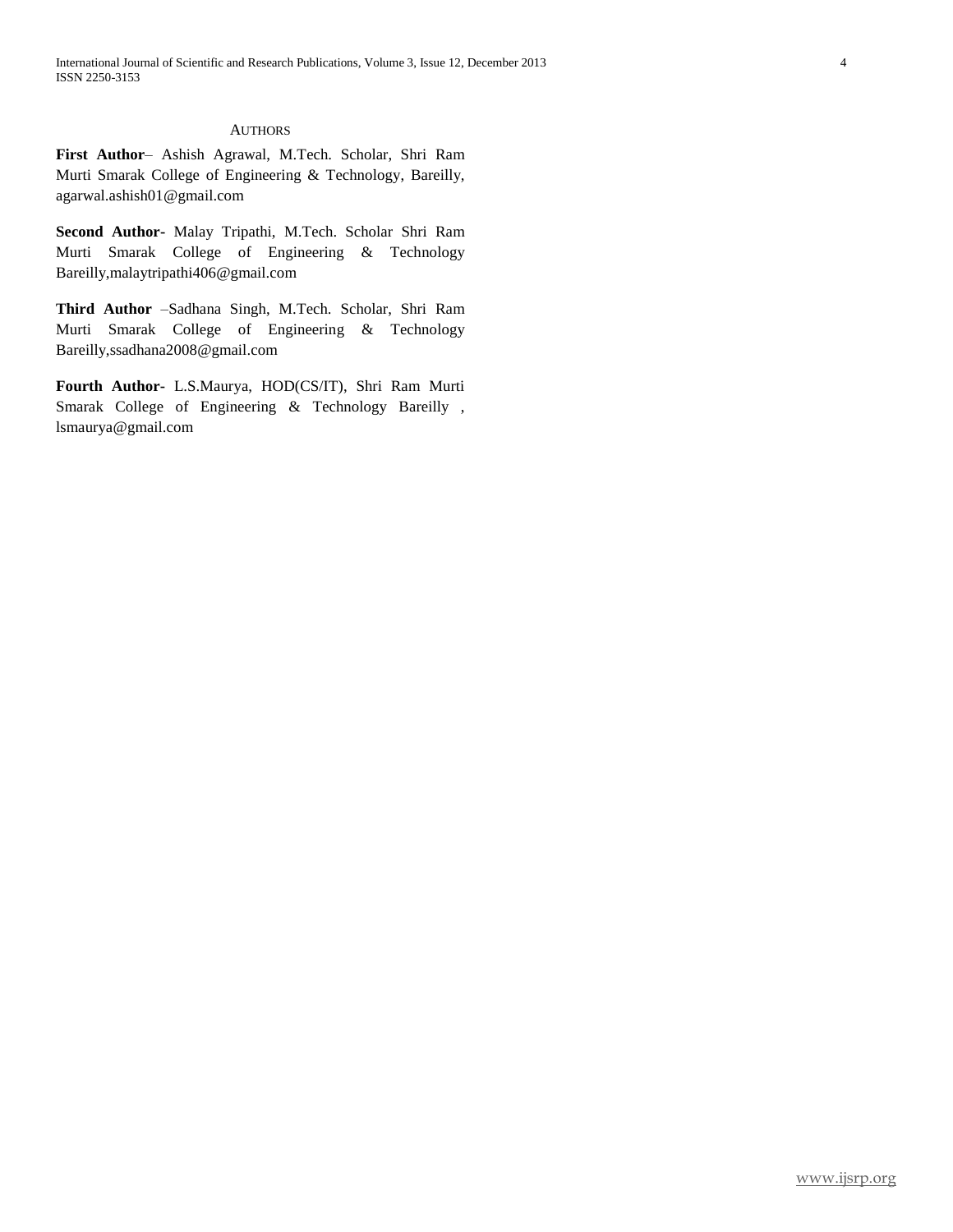## AUTHORS

**First Author**– Ashish Agrawal, M.Tech. Scholar, Shri Ram Murti Smarak College of Engineering & Technology, Bareilly, agarwal.ashish01@gmail.com

**Second Author**- Malay Tripathi, M.Tech. Scholar Shri Ram Murti Smarak College of Engineering & Technology Bareilly,malaytripathi406@gmail.com

**Third Author** –Sadhana Singh, M.Tech. Scholar, Shri Ram Murti Smarak College of Engineering & Technology Bareilly,ssadhana2008@gmail.com

**Fourth Author**- L.S.Maurya, HOD(CS/IT), Shri Ram Murti Smarak College of Engineering & Technology Bareilly , lsmaurya@gmail.com